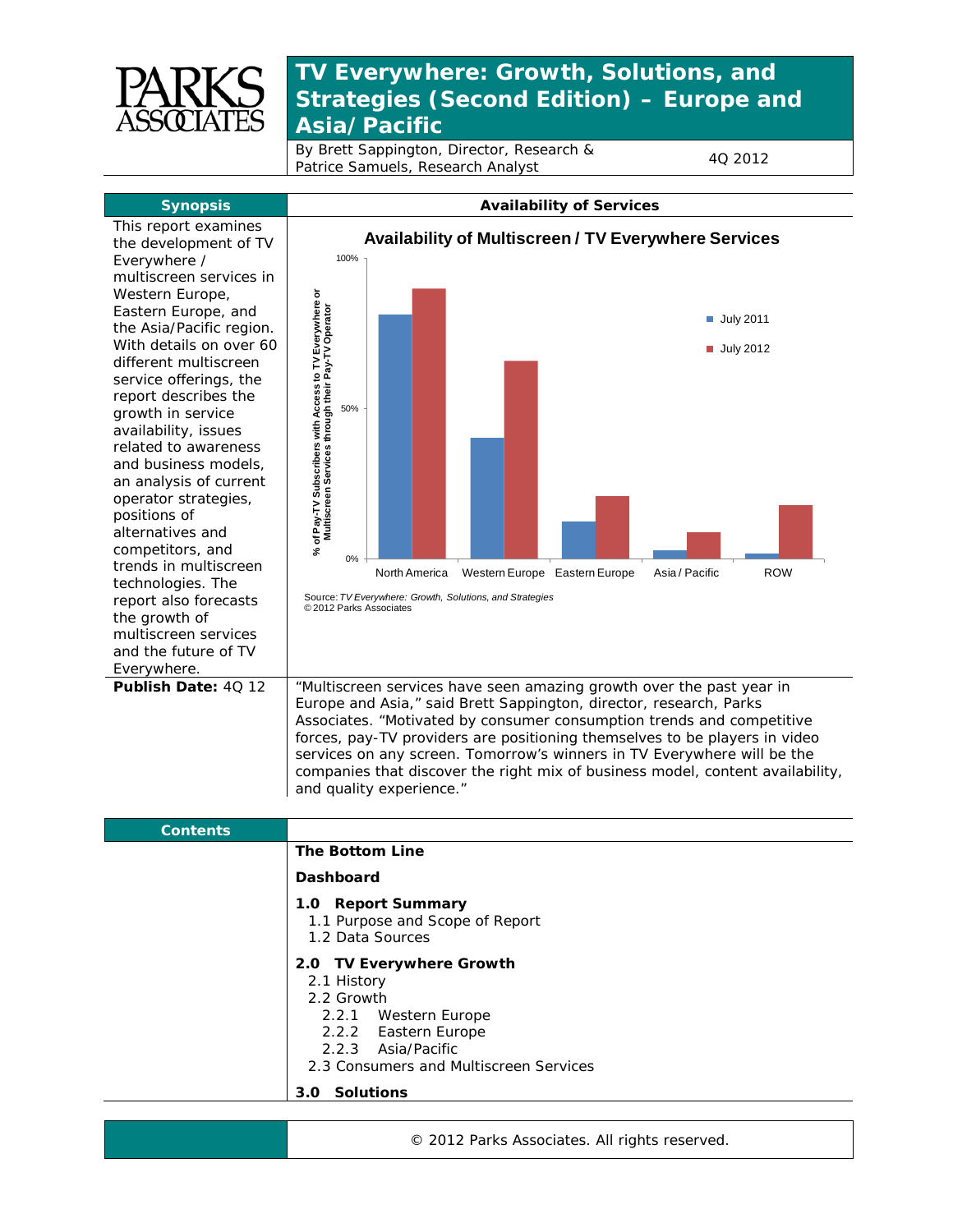# TV Everywhere: Growth, Solutions, and Strategies (Second Edition) – Europe and Asia/Pacific

By Brett Sappington, Director, Research & Patrice Samuels, Research Analyst

4Q 2012

## Synopsis

This report examines the development of TV Everywhere / multiscreen services in Western Europe, Eastern Europe, and the Asia/Pacific region. With details on over 60 different multiscreen service offerings, the report describes the growth in service availability, issues related to awareness and business models, an analysis of current operator strategies, positions of alternatives and competitors, and trends in multiscreen technologies. The report also forecasts the growth of multiscreen services and the future of TV Everywhere.

**Publish Date:** 4Q 12

## Availability of Services

Availability of Multiscreen / TV Everywhere Services

100%

50%

0%

% of Pay-TV Subscribers with Access to TV Everywhere or Multiscreen Services through their Pay-TV Operator

North America

Western Europe

Eastern Europe

Asia / Pacific

ROW

July 2011

July 2012

Source: *TV Everywhere: Growth, Solutions, and Strategies*
© 2012 Parks Associates

"Multiscreen services have seen amazing growth over the past year in Europe and Asia," said Brett Sappington, director, research, Parks Associates. "Motivated by consumer consumption trends and competitive forces, pay-TV providers are positioning themselves to be players in video services on any screen. Tomorrow's winners in TV Everywhere will be the companies that discover the right mix of business model, content availability, and quality experience."

## Contents

**The Bottom Line**

**Dashboard**

**1.0 Report Summary**
- 1.1 Purpose and Scope of Report
- 1.2 Data Sources

**2.0 TV Everywhere Growth**
- 2.1 History
- 2.2 Growth
  - 2.2.1 Western Europe
  - 2.2.2 Eastern Europe
  - 2.2.3 Asia/Pacific
- 2.3 Consumers and Multiscreen Services

**3.0 Solutions**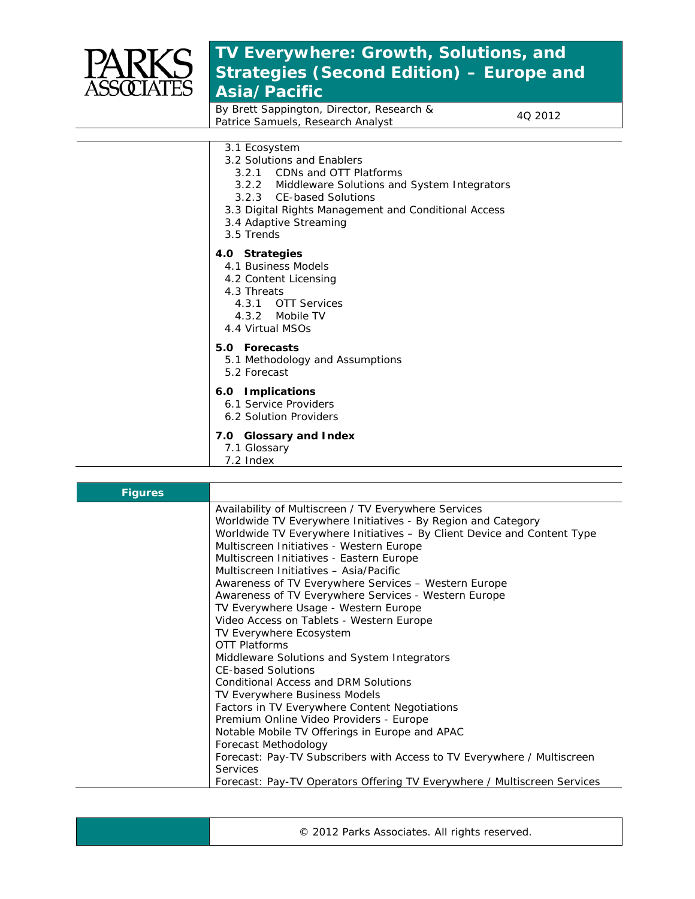3.1 Ecosystem
3.2 Solutions and Enablers
  3.2.1 CDNs and OTT Platforms
  3.2.2 Middleware Solutions and System Integrators
  3.2.3 CE-based Solutions
3.3 Digital Rights Management and Conditional Access
3.4 Adaptive Streaming
3.5 Trends

**4.0 Strategies**
4.1 Business Models
4.2 Content Licensing
4.3 Threats
  4.3.1 OTT Services
  4.3.2 Mobile TV
4.4 Virtual MSOs

**5.0 Forecasts**
5.1 Methodology and Assumptions
5.2 Forecast

**6.0 Implications**
6.1 Service Providers
6.2 Solution Providers

**7.0 Glossary and Index**
7.1 Glossary
7.2 Index

## Figures

Availability of Multiscreen / TV Everywhere Services
Worldwide TV Everywhere Initiatives - By Region and Category
Worldwide TV Everywhere Initiatives – By Client Device and Content Type
Multiscreen Initiatives - Western Europe
Multiscreen Initiatives - Eastern Europe
Multiscreen Initiatives – Asia/Pacific
Awareness of TV Everywhere Services – Western Europe
Awareness of TV Everywhere Services - Western Europe
TV Everywhere Usage - Western Europe
Video Access on Tablets - Western Europe
TV Everywhere Ecosystem
OTT Platforms
Middleware Solutions and System Integrators
CE-based Solutions
Conditional Access and DRM Solutions
TV Everywhere Business Models
Factors in TV Everywhere Content Negotiations
Premium Online Video Providers - Europe
Notable Mobile TV Offerings in Europe and APAC
Forecast Methodology
Forecast: Pay-TV Subscribers with Access to TV Everywhere / Multiscreen Services
Forecast: Pay-TV Operators Offering TV Everywhere / Multiscreen Services

© 2012 Parks Associates. All rights reserved.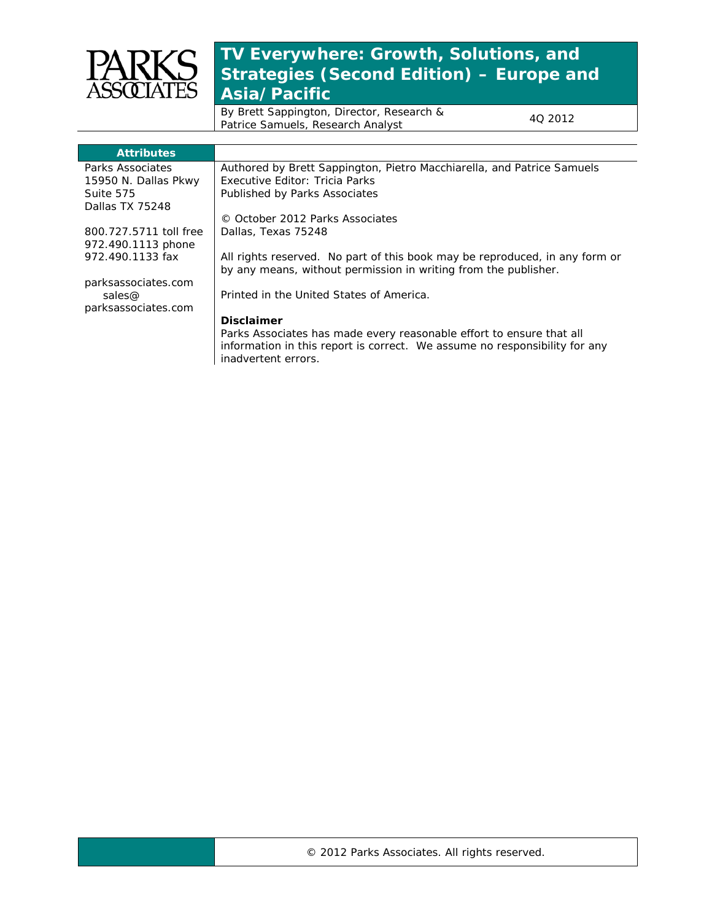PARKS ASSOCIATES

# TV Everywhere: Growth, Solutions, and Strategies (Second Edition) – Europe and Asia/Pacific

By Brett Sappington, Director, Research & Patrice Samuels, Research Analyst

4Q 2012

| Attributes | |
|---|---|
| Parks Associates<br>15950 N. Dallas Pkwy<br>Suite 575<br>Dallas TX 75248<br><br>800.727.5711 toll free<br>972.490.1113 phone<br>972.490.1133 fax<br><br>parksassociates.com<br>sales@<br>parksassociates.com | Authored by Brett Sappington, Pietro Macchiarella, and Patrice Samuels<br>Executive Editor: Tricia Parks<br>Published by Parks Associates<br><br>© October 2012 Parks Associates<br>Dallas, Texas 75248<br><br>All rights reserved. No part of this book may be reproduced, in any form or by any means, without permission in writing from the publisher.<br><br>Printed in the United States of America.<br><br>**Disclaimer**<br>Parks Associates has made every reasonable effort to ensure that all information in this report is correct. We assume no responsibility for any inadvertent errors. |

© 2012 Parks Associates. All rights reserved.